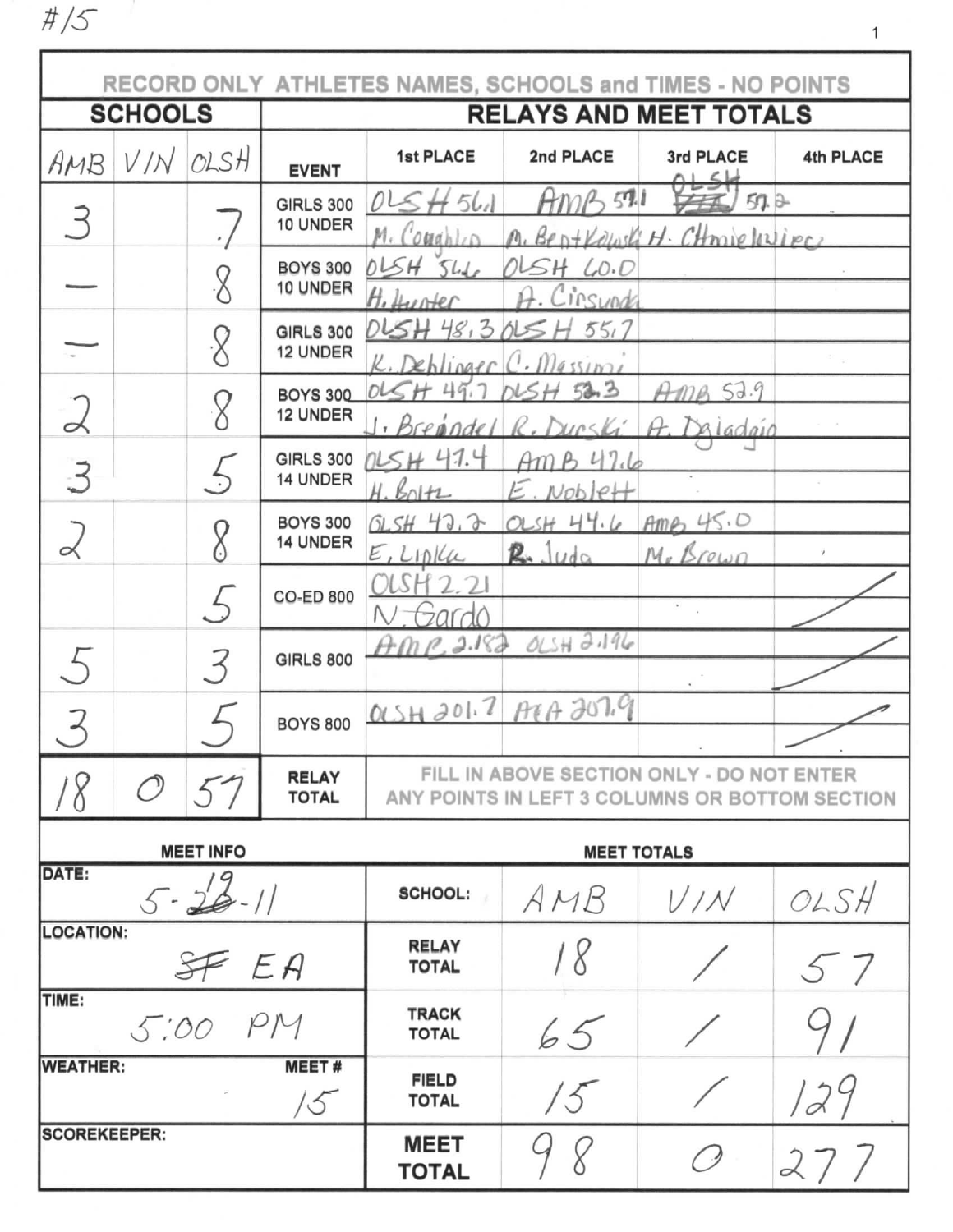#15

**RECORD ONLY ATHLETES NAMES, SCHOOLS and TIMES - NO POINTS**

| SCHOOLS | | | RELAYS AND MEET TOTALS | | | | |
|---|---|---|---|---|---|---|---|
| AMB | VIN | OLSH | EVENT | 1st PLACE | 2nd PLACE | 3rd PLACE | 4th PLACE |
| 3 | | 7 | GIRLS 300 10 UNDER | OLSH 56.1 M. Coughlin | AMB 57.1 A. Bentkowski | OLSH 57.2 H. Chmielewiec | |
| — | | 8 | BOYS 300 10 UNDER | OLSH 56.6 H. Hunter | OLSH 60.0 A. Cirsunda | | |
| — | | 8 | GIRLS 300 12 UNDER | OLSH 48.3 K. Dehlinger | OLSH 55.7 C. Massimi | | |
| 2 | | 8 | BOYS 300 12 UNDER | OLSH 49.7 J. Breindel | OLSH 52.3 R. Durski | AMB 52.9 A. Dgiadgio | |
| 3 | | 5 | GIRLS 300 14 UNDER | OLSH 47.4 H. Boltz | AMB 47.6 E. Noblett | | |
| 2 | | 8 | BOYS 300 14 UNDER | OLSH 42.2 E. Lipka | OLSH 44.6 R. Juda | AMB 45.0 M. Brown | |
| | | 5 | CO-ED 800 | OLSH 2.21 N. Gardo | | | |
| 5 | | 3 | GIRLS 800 | AMB 2.182 | OLSH 2.196 | | |
| 3 | | 5 | BOYS 800 | OLSH 201.7 | AMB 207.9 | | |
| 18 | 0 | 57 | RELAY TOTAL | FILL IN ABOVE SECTION ONLY - DO NOT ENTER ANY POINTS IN LEFT 3 COLUMNS OR BOTTOM SECTION | | | |

| MEET INFO | MEET TOTALS | | | |
|---|---|---|---|---|
| DATE: 5-19-11 | SCHOOL: | AMB | VIN | OLSH |
| LOCATION: EA | RELAY TOTAL | 18 | / | 57 |
| TIME: 5:00 PM | TRACK TOTAL | 65 | / | 91 |
| WEATHER: MEET # 15 | FIELD TOTAL | 15 | / | 129 |
| SCOREKEEPER: | MEET TOTAL | 98 | 0 | 277 |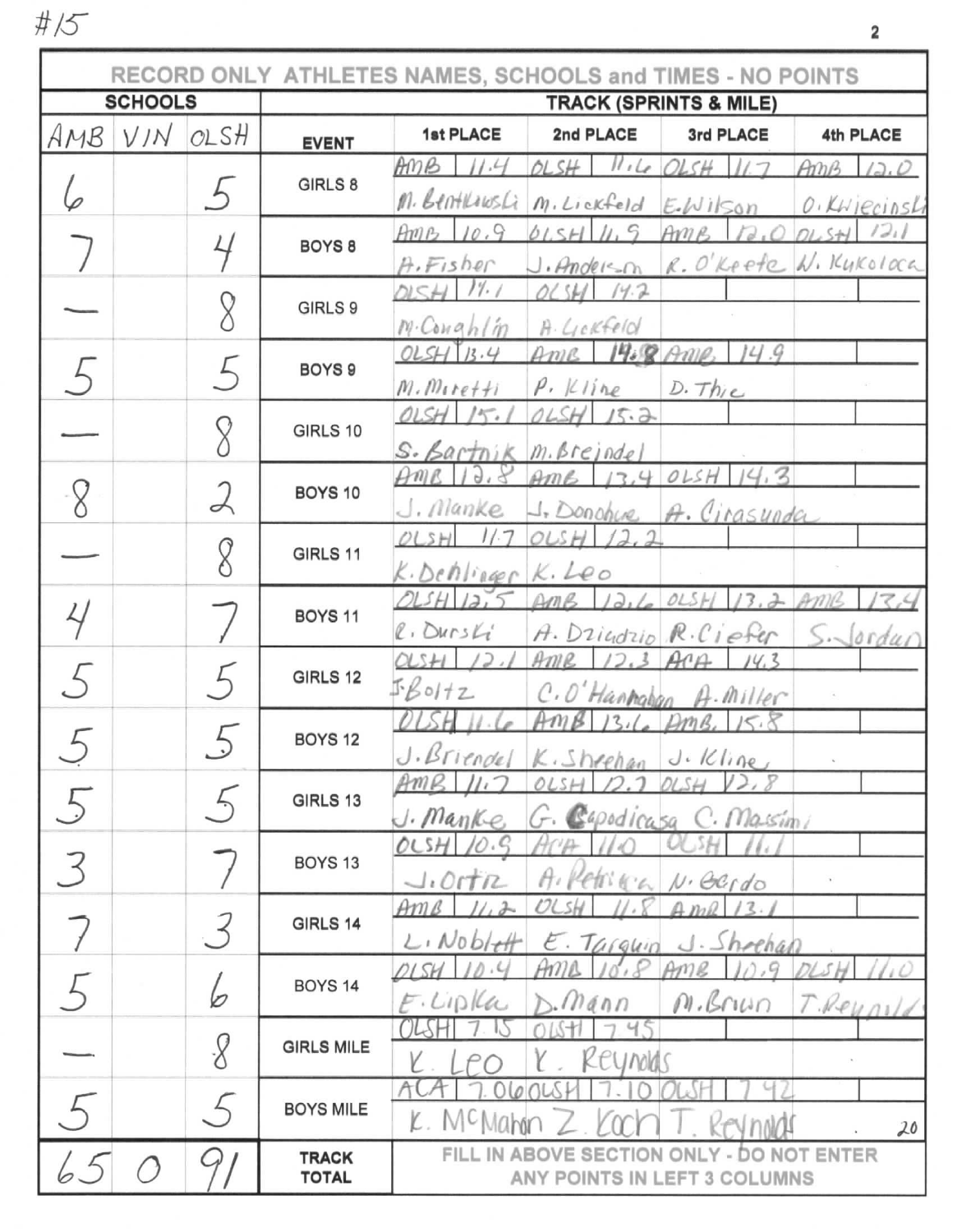#15

| SCHOOLS | | | TRACK (SPRINTS & MILE) | | | | |
|---|---|---|---|---|---|---|---|
| AMB | VIN | OLSH | EVENT | 1st PLACE | 2nd PLACE | 3rd PLACE | 4th PLACE |
| 6 | | 5 | GIRLS 8 | AMB 11.4 M. Bentkowski | OLSH 11.6 M. Lickfeld | OLSH 11.7 E. Wilson | AMB 12.0 O. Kwiecinski |
| 7 | | 4 | BOYS 8 | AMB 10.9 A. Fisher | OLSH 11.9 J. Anderson | AMB 12.0 R. O'Keefe | OLSH 12.1 W. Kukoloca |
| — | | 8 | GIRLS 9 | OLSH 14.1 M. Coughlin | OLSH 14.2 A. Lickfeld | | |
| 5 | | 5 | BOYS 9 | OLSH 13.4 M. Moretti | AMB 14.8 P. Kline | AMB 14.9 D. Thie | |
| — | | 8 | GIRLS 10 | OLSH 15.1 S. Bartnik | OLSH 15.2 M. Breindel | | |
| 8 | | 2 | BOYS 10 | AMB 12.8 J. Manke | AMB 13.4 J. Donohue | OLSH 14.3 A. Cirasunda | |
| — | | 8 | GIRLS 11 | OLSH 11.7 K. Dehlinger | OLSH 12.2 K. Leo | | |
| 4 | | 7 | BOYS 11 | OLSH 12.5 R. Durski | AMB 12.6 A. Dziadzio | OLSH 13.2 R. Ciefer | AMB 13.4 S. Jordan |
| 5 | | 5 | GIRLS 12 | OLSH 12.1 J. Boltz | AMB 12.3 C. O'Hanrahan | ACA 14.3 A. Miller | |
| 5 | | 5 | BOYS 12 | OLSH 11.6 J. Briendel | AMB 13.6 K. Sheehan | AMB 15.8 J. Kline | |
| 5 | | 5 | GIRLS 13 | AMB 11.7 J. Manke | OLSH 12.7 G. Capodicasa | OLSH 12.8 C. Massimi | |
| 3 | | 7 | BOYS 13 | OLSH 10.9 J. Ortiz | ACA 11.0 A. Petrizza | OLSH 11.1 N. Gerdo | |
| 7 | | 3 | GIRLS 14 | AMB 11.2 L. Noblett | OLSH 11.8 E. Tarquin | AMB 13.1 J. Sheehan | |
| 5 | | 6 | BOYS 14 | OLSH 10.4 E. Lipka | AMB 10.8 D. Mann | AMB 10.9 M. Brian | OLSH 11.0 T. Reynolds |
| — | | 8 | GIRLS MILE | OLSH 7.15 K. Leo | OLSH 7.45 K. Reynolds | | |
| 5 | | 5 | BOYS MILE | ACA 7.06 K. McMahon | OLSH 7.10 Z. Koch | OLSH 7.42 T. Reynolds | 20 |
| 65 | 0 | 91 | TRACK TOTAL | FILL IN ABOVE SECTION ONLY - DO NOT ENTER ANY POINTS IN LEFT 3 COLUMNS | | | |

RECORD ONLY ATHLETES NAMES, SCHOOLS and TIMES - NO POINTS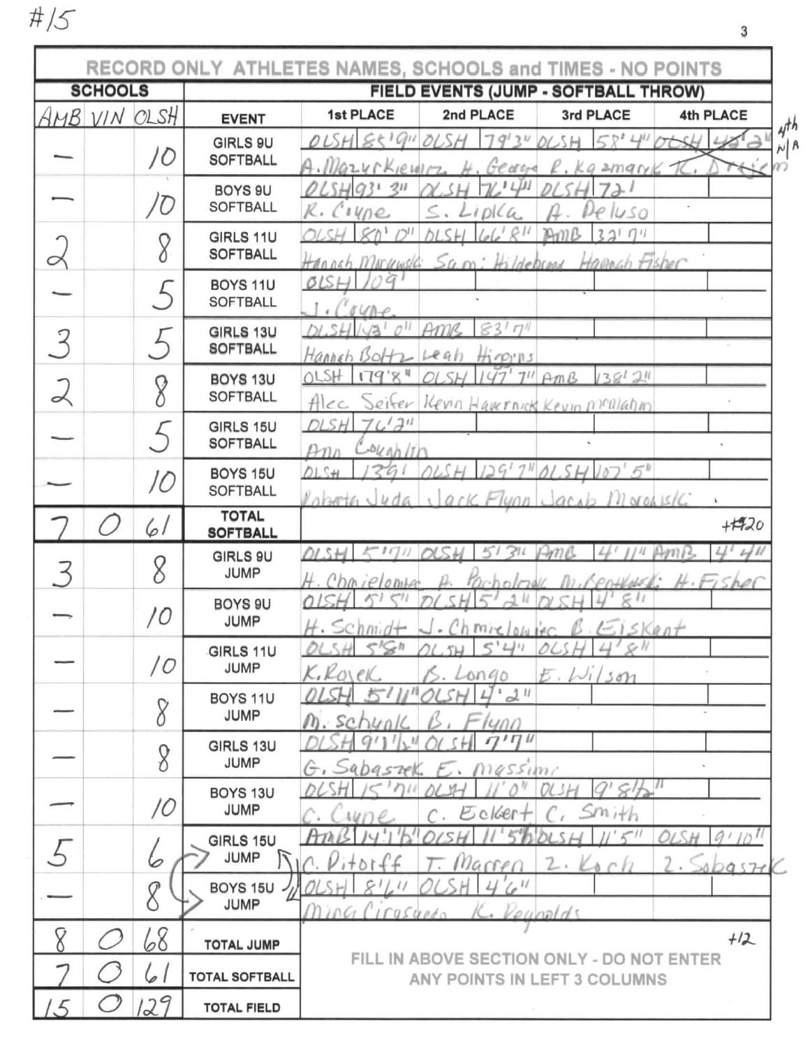#15

**RECORD ONLY ATHLETES NAMES, SCHOOLS and TIMES - NO POINTS**

| SCHOOLS | | | FIELD EVENTS (JUMP - SOFTBALL THROW) | | | | |
|---|---|---|---|---|---|---|---|
| AMB | VIN | OLSH | EVENT | 1st PLACE | 2nd PLACE | 3rd PLACE | 4th PLACE |
| — | | 10 | GIRLS 9U SOFTBALL | OLSH 85'9" A. Mazurkiewicz | OLSH 79'3" H. George | OLSH 58'4" R. Kazmarek | ~~OLSH 48'2" R. Dreizim~~ 4th N/A |
| — | | 10 | BOYS 9U SOFTBALL | OLSH 93'3" R. Coyne | OLSH 76'4" S. Lipka | OLSH 72' A. Deluso | |
| 2 | | 8 | GIRLS 11U SOFTBALL | OLSH 80'0" Hannah Mirowski | OLSH 66'8" Sam: Hildebrand | AMB 32'7" Hannah Fisher | |
| — | | 5 | BOYS 11U SOFTBALL | OLSH 109' J. Coyne | | | |
| 3 | | 5 | GIRLS 13U SOFTBALL | OLSH 93'0" Hannah Boltz | AMB 83'7" Leah Higgins | | |
| 2 | | 8 | BOYS 13U SOFTBALL | OLSH 179'8" Alec Seifer | OLSH 147'7" Kevin Havernick | AMB 138'2" Kevin McMahon | |
| — | | 5 | GIRLS 15U SOFTBALL | OLSH 76'2" Ann Coughlin | | | |
| — | | 10 | BOYS 15U SOFTBALL | OLSH 139' Roberta Juda | OLSH 129'7" Jack Flynn | OLSH 107'5" Jacob Morochsic | |
| 7 | 0 | 61 | TOTAL SOFTBALL | | | | +~~19~~20 |
| 3 | | 8 | GIRLS 9U JUMP | OLSH 5'7" H. Chmielowiec | OLSH 5'3" A. Pacholski | AMB 4'11" M. Lentowski | AMB 4'4" H. Fisher |
| — | | 10 | BOYS 9U JUMP | OLSH 5'5" H. Schmidt | OLSH 5'2" J. Chmielowiec | OLSH 4'8" B. Eiskent | |
| — | | 10 | GIRLS 11U JUMP | OLSH 5'8" K. Rozek | OLSH 5'4" B. Longo | OLSH 4'8" E. Wilson | |
| — | | 8 | BOYS 11U JUMP | OLSH 5'11" M. Schunk | OLSH 4'2" B. Flynn | | |
| — | | 8 | GIRLS 13U JUMP | OLSH 9'1½" G. Sabastek | OLSH 7'7" E. Messimi | | |
| — | | 10 | BOYS 13U JUMP | OLSH 15'7" C. Coyne | OLSH 11'0" C. Eckert | OLSH 9'8½" C. Smith | |
| 5 | | 6 | GIRLS 15U JUMP | AMB 14'7½" C. Pitorff | OLSH 11'5½" T. Marren | OLSH 11'5" Z. Koch | OLSH 9'10" Z. Sabastek |
| — | | 8 | BOYS 15U JUMP | OLSH 8'6" Mina Cirasuolo | OLSH 4'6" K. Reynolds | | |
| 8 | 0 | 68 | TOTAL JUMP | | | | +12 |
| 7 | 0 | 61 | TOTAL SOFTBALL | | | | |
| 15 | 0 | 129 | TOTAL FIELD | | | | |

FILL IN ABOVE SECTION ONLY - DO NOT ENTER ANY POINTS IN LEFT 3 COLUMNS